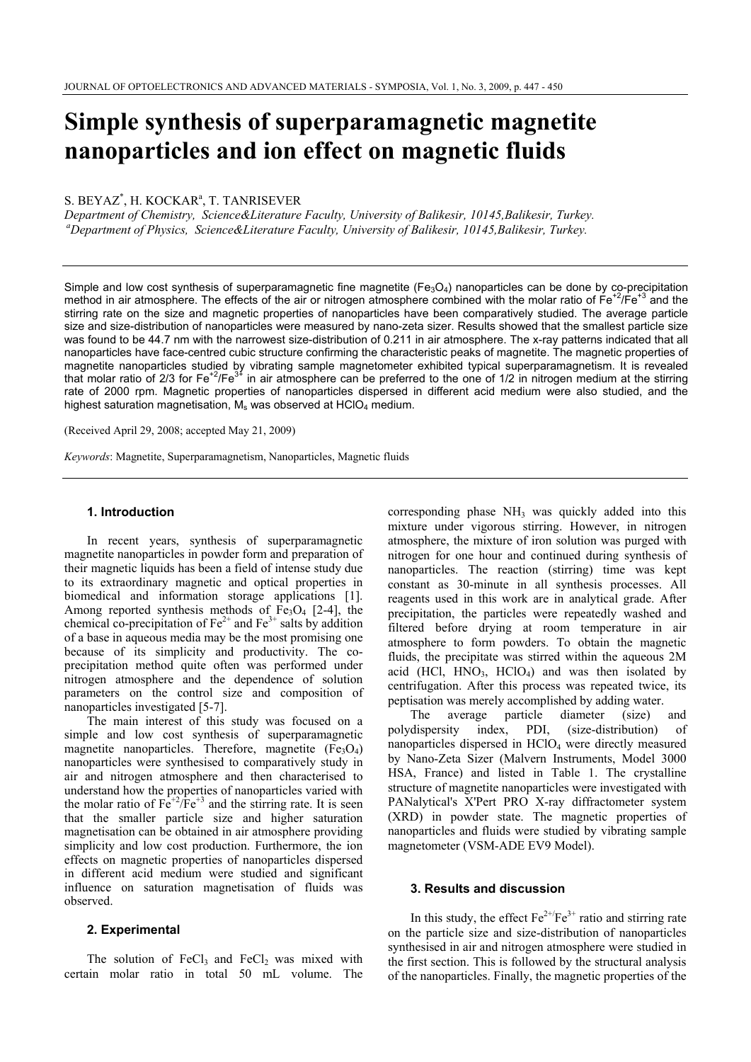# Simple synthesis of superparamagnetic magnetite nanoparticles and ion effect on magnetic fluids

S. BEYAZ[*], H. KOCKAR[a], T. TANRISEVER

*Department of Chemistry, Science&Literature Faculty, University of Balikesir, 10145,Balikesir, Turkey.*
*[a]Department of Physics, Science&Literature Faculty, University of Balikesir, 10145,Balikesir, Turkey.*

Simple and low cost synthesis of superparamagnetic fine magnetite ($Fe_3O_4$) nanoparticles can be done by co-precipitation method in air atmosphere. The effects of the air or nitrogen atmosphere combined with the molar ratio of $Fe^{+2}/Fe^{+3}$ and the stirring rate on the size and magnetic properties of nanoparticles have been comparatively studied. The average particle size and size-distribution of nanoparticles were measured by nano-zeta sizer. Results showed that the smallest particle size was found to be 44.7 nm with the narrowest size-distribution of 0.211 in air atmosphere. The x-ray patterns indicated that all nanoparticles have face-centred cubic structure confirming the characteristic peaks of magnetite. The magnetic properties of magnetite nanoparticles studied by vibrating sample magnetometer exhibited typical superparamagnetism. It is revealed that molar ratio of 2/3 for $Fe^{+2}/Fe^{3+}$ in air atmosphere can be preferred to the one of 1/2 in nitrogen medium at the stirring rate of 2000 rpm. Magnetic properties of nanoparticles dispersed in different acid medium were also studied, and the highest saturation magnetisation, $M_s$ was observed at $HClO_4$ medium.

(Received April 29, 2008; accepted May 21, 2009)

*Keywords*: Magnetite, Superparamagnetism, Nanoparticles, Magnetic fluids

## 1. Introduction

In recent years, synthesis of superparamagnetic magnetite nanoparticles in powder form and preparation of their magnetic liquids has been a field of intense study due to its extraordinary magnetic and optical properties in biomedical and information storage applications [1]. Among reported synthesis methods of $Fe_3O_4$ [2-4], the chemical co-precipitation of $Fe^{2+}$ and $Fe^{3+}$ salts by addition of a base in aqueous media may be the most promising one because of its simplicity and productivity. The co-precipitation method quite often was performed under nitrogen atmosphere and the dependence of solution parameters on the control size and composition of nanoparticles investigated [5-7].

The main interest of this study was focused on a simple and low cost synthesis of superparamagnetic magnetite nanoparticles. Therefore, magnetite ($Fe_3O_4$) nanoparticles were synthesised to comparatively study in air and nitrogen atmosphere and then characterised to understand how the properties of nanoparticles varied with the molar ratio of $Fe^{+2}/Fe^{+3}$ and the stirring rate. It is seen that the smaller particle size and higher saturation magnetisation can be obtained in air atmosphere providing simplicity and low cost production. Furthermore, the ion effects on magnetic properties of nanoparticles dispersed in different acid medium were studied and significant influence on saturation magnetisation of fluids was observed.

## 2. Experimental

The solution of $FeCl_3$ and $FeCl_2$ was mixed with certain molar ratio in total 50 mL volume. The corresponding phase $NH_3$ was quickly added into this mixture under vigorous stirring. However, in nitrogen atmosphere, the mixture of iron solution was purged with nitrogen for one hour and continued during synthesis of nanoparticles. The reaction (stirring) time was kept constant as 30-minute in all synthesis processes. All reagents used in this work are in analytical grade. After precipitation, the particles were repeatedly washed and filtered before drying at room temperature in air atmosphere to form powders. To obtain the magnetic fluids, the precipitate was stirred within the aqueous 2M acid (HCl, $HNO_3$, $HClO_4$) and was then isolated by centrifugation. After this process was repeated twice, its peptisation was merely accomplished by adding water.

The average particle diameter (size) and polydispersity index, PDI, (size-distribution) of nanoparticles dispersed in $HClO_4$ were directly measured by Nano-Zeta Sizer (Malvern Instruments, Model 3000 HSA, France) and listed in Table 1. The crystalline structure of magnetite nanoparticles were investigated with PANalytical's X'Pert PRO X-ray diffractometer system (XRD) in powder state. The magnetic properties of nanoparticles and fluids were studied by vibrating sample magnetometer (VSM-ADE EV9 Model).

## 3. Results and discussion

In this study, the effect $Fe^{2+}/Fe^{3+}$ ratio and stirring rate on the particle size and size-distribution of nanoparticles synthesised in air and nitrogen atmosphere were studied in the first section. This is followed by the structural analysis of the nanoparticles. Finally, the magnetic properties of the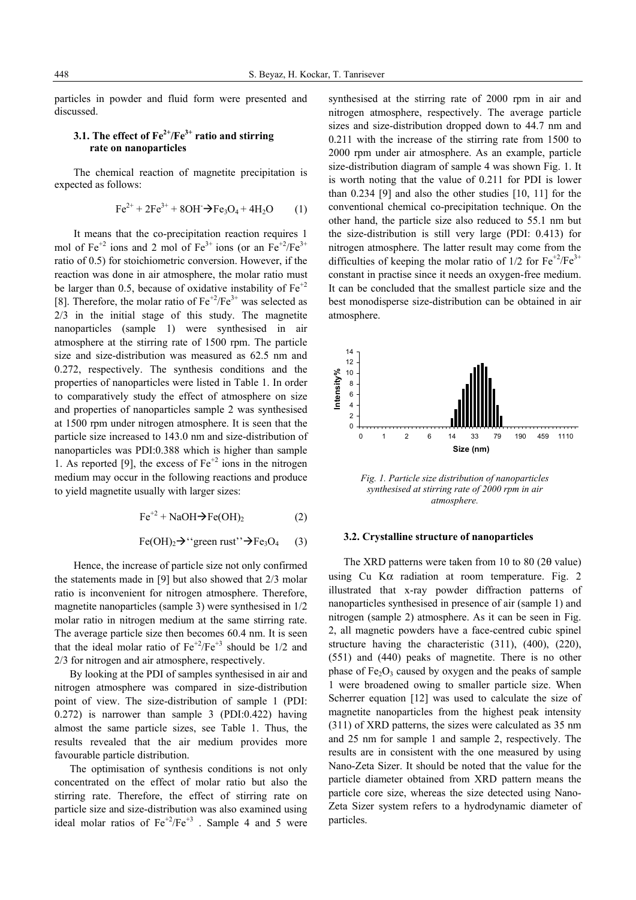particles in powder and fluid form were presented and discussed.

### 3.1. The effect of $Fe^{2+}/Fe^{3+}$ ratio and stirring rate on nanoparticles

The chemical reaction of magnetite precipitation is expected as follows:

$$Fe^{2+} + 2Fe^{3+} + 8OH^{-} \rightarrow Fe_3O_4 + 4H_2O \qquad (1)$$

It means that the co-precipitation reaction requires 1 mol of $Fe^{+2}$ ions and 2 mol of $Fe^{3+}$ ions (or an $Fe^{+2}/Fe^{3+}$ ratio of 0.5) for stoichiometric conversion. However, if the reaction was done in air atmosphere, the molar ratio must be larger than 0.5, because of oxidative instability of $Fe^{+2}$ [8]. Therefore, the molar ratio of $Fe^{+2}/Fe^{3+}$ was selected as 2/3 in the initial stage of this study. The magnetite nanoparticles (sample 1) were synthesised in air atmosphere at the stirring rate of 1500 rpm. The particle size and size-distribution was measured as 62.5 nm and 0.272, respectively. The synthesis conditions and the properties of nanoparticles were listed in Table 1. In order to comparatively study the effect of atmosphere on size and properties of nanoparticles sample 2 was synthesised at 1500 rpm under nitrogen atmosphere. It is seen that the particle size increased to 143.0 nm and size-distribution of nanoparticles was PDI:0.388 which is higher than sample 1. As reported [9], the excess of $Fe^{+2}$ ions in the nitrogen medium may occur in the following reactions and produce to yield magnetite usually with larger sizes:

$$Fe^{+2} + NaOH \rightarrow Fe(OH)_2 \qquad (2)$$

$$Fe(OH)_2 \rightarrow \text{''green rust''} \rightarrow Fe_3O_4 \qquad (3)$$

Hence, the increase of particle size not only confirmed the statements made in [9] but also showed that 2/3 molar ratio is inconvenient for nitrogen atmosphere. Therefore, magnetite nanoparticles (sample 3) were synthesised in 1/2 molar ratio in nitrogen medium at the same stirring rate. The average particle size then becomes 60.4 nm. It is seen that the ideal molar ratio of $Fe^{+2}/Fe^{+3}$ should be 1/2 and 2/3 for nitrogen and air atmosphere, respectively.

By looking at the PDI of samples synthesised in air and nitrogen atmosphere was compared in size-distribution point of view. The size-distribution of sample 1 (PDI: 0.272) is narrower than sample 3 (PDI:0.422) having almost the same particle sizes, see Table 1. Thus, the results revealed that the air medium provides more favourable particle distribution.

The optimisation of synthesis conditions is not only concentrated on the effect of molar ratio but also the stirring rate. Therefore, the effect of stirring rate on particle size and size-distribution was also examined using ideal molar ratios of $Fe^{+2}/Fe^{+3}$ . Sample 4 and 5 were synthesised at the stirring rate of 2000 rpm in air and nitrogen atmosphere, respectively. The average particle sizes and size-distribution dropped down to 44.7 nm and 0.211 with the increase of the stirring rate from 1500 to 2000 rpm under air atmosphere. As an example, particle size-distribution diagram of sample 4 was shown Fig. 1. It is worth noting that the value of 0.211 for PDI is lower than 0.234 [9] and also the other studies [10, 11] for the conventional chemical co-precipitation technique. On the other hand, the particle size also reduced to 55.1 nm but the size-distribution is still very large (PDI: 0.413) for nitrogen atmosphere. The latter result may come from the difficulties of keeping the molar ratio of 1/2 for $Fe^{+2}/Fe^{3+}$ constant in practise since it needs an oxygen-free medium. It can be concluded that the smallest particle size and the best monodisperse size-distribution can be obtained in air atmosphere.

*Fig. 1. Particle size distribution of nanoparticles synthesised at stirring rate of 2000 rpm in air atmosphere.*

### 3.2. Crystalline structure of nanoparticles

The XRD patterns were taken from 10 to 80 (2θ value) using Cu Kα radiation at room temperature. Fig. 2 illustrated that x-ray powder diffraction patterns of nanoparticles synthesised in presence of air (sample 1) and nitrogen (sample 2) atmosphere. As it can be seen in Fig. 2, all magnetic powders have a face-centred cubic spinel structure having the characteristic (311), (400), (220), (551) and (440) peaks of magnetite. There is no other phase of $Fe_2O_3$ caused by oxygen and the peaks of sample 1 were broadened owing to smaller particle size. When Scherrer equation [12] was used to calculate the size of magnetite nanoparticles from the highest peak intensity (311) of XRD patterns, the sizes were calculated as 35 nm and 25 nm for sample 1 and sample 2, respectively. The results are in consistent with the one measured by using Nano-Zeta Sizer. It should be noted that the value for the particle diameter obtained from XRD pattern means the particle core size, whereas the size detected using Nano-Zeta Sizer system refers to a hydrodynamic diameter of particles.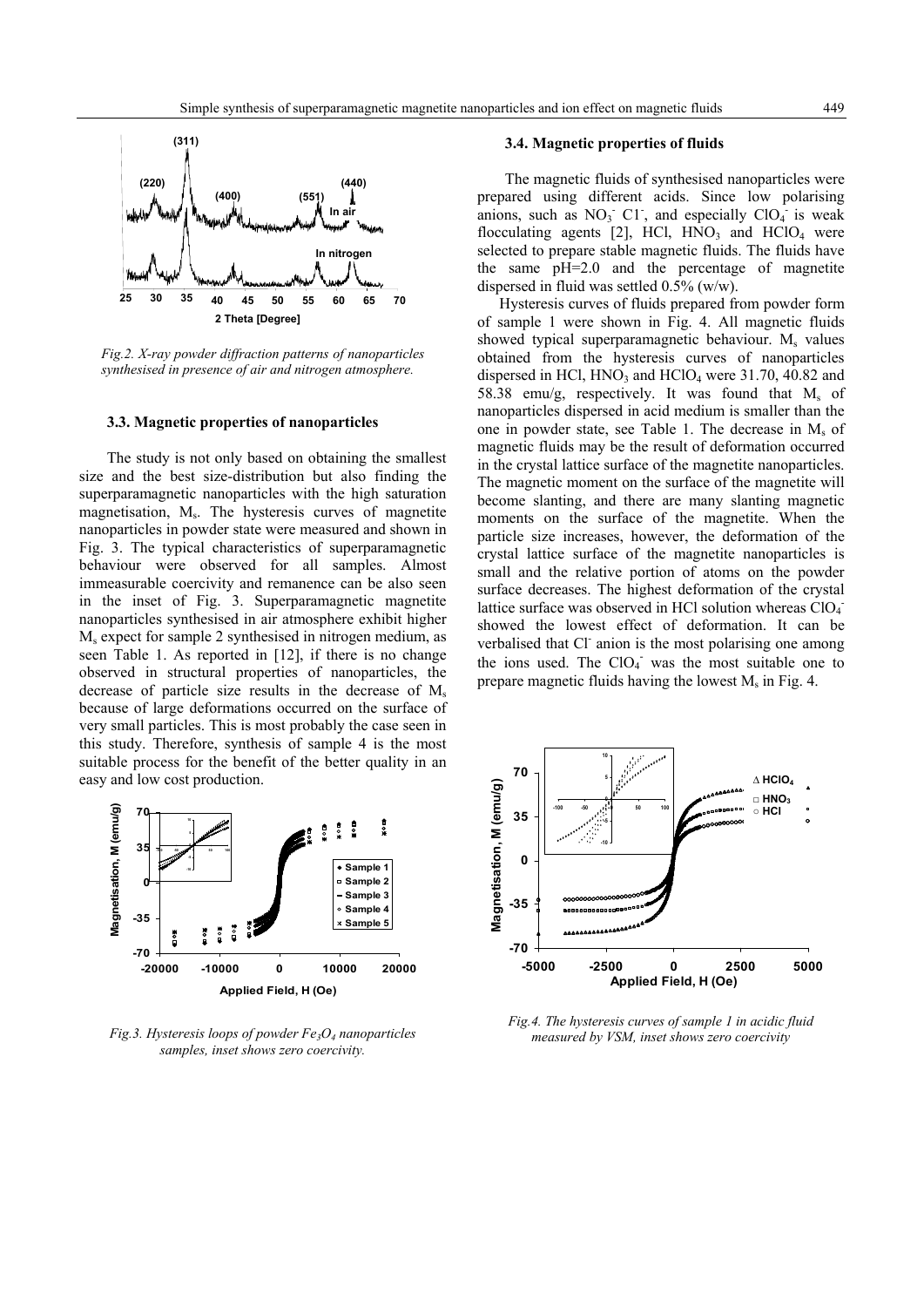*Fig.2. X-ray powder diffraction patterns of nanoparticles synthesised in presence of air and nitrogen atmosphere.*

### 3.3. Magnetic properties of nanoparticles

The study is not only based on obtaining the smallest size and the best size-distribution but also finding the superparamagnetic nanoparticles with the high saturation magnetisation, $M_s$. The hysteresis curves of magnetite nanoparticles in powder state were measured and shown in Fig. 3. The typical characteristics of superparamagnetic behaviour were observed for all samples. Almost immeasurable coercivity and remanence can be also seen in the inset of Fig. 3. Superparamagnetic magnetite nanoparticles synthesised in air atmosphere exhibit higher $M_s$ expect for sample 2 synthesised in nitrogen medium, as seen Table 1. As reported in [12], if there is no change observed in structural properties of nanoparticles, the decrease of particle size results in the decrease of $M_s$ because of large deformations occurred on the surface of very small particles. This is most probably the case seen in this study. Therefore, synthesis of sample 4 is the most suitable process for the benefit of the better quality in an easy and low cost production.

*Fig.3. Hysteresis loops of powder $Fe_3O_4$ nanoparticles samples, inset shows zero coercivity.*

### 3.4. Magnetic properties of fluids

The magnetic fluids of synthesised nanoparticles were prepared using different acids. Since low polarising anions, such as $NO_3^-$ $Cl^-$, and especially $ClO_4^-$ is weak flocculating agents [2], HCl, $HNO_3$ and $HClO_4$ were selected to prepare stable magnetic fluids. The fluids have the same pH=2.0 and the percentage of magnetite dispersed in fluid was settled 0.5% (w/w).

Hysteresis curves of fluids prepared from powder form of sample 1 were shown in Fig. 4. All magnetic fluids showed typical superparamagnetic behaviour. $M_s$ values obtained from the hysteresis curves of nanoparticles dispersed in HCl, $HNO_3$ and $HClO_4$ were 31.70, 40.82 and 58.38 emu/g, respectively. It was found that $M_s$ of nanoparticles dispersed in acid medium is smaller than the one in powder state, see Table 1. The decrease in $M_s$ of magnetic fluids may be the result of deformation occurred in the crystal lattice surface of the magnetite nanoparticles. The magnetic moment on the surface of the magnetite will become slanting, and there are many slanting magnetic moments on the surface of the magnetite. When the particle size increases, however, the deformation of the crystal lattice surface of the magnetite nanoparticles is small and the relative portion of atoms on the powder surface decreases. The highest deformation of the crystal lattice surface was observed in HCl solution whereas $ClO_4^-$ showed the lowest effect of deformation. It can be verbalised that $Cl^-$ anion is the most polarising one among the ions used. The $ClO_4^-$ was the most suitable one to prepare magnetic fluids having the lowest $M_s$ in Fig. 4.

*Fig.4. The hysteresis curves of sample 1 in acidic fluid measured by VSM, inset shows zero coercivity*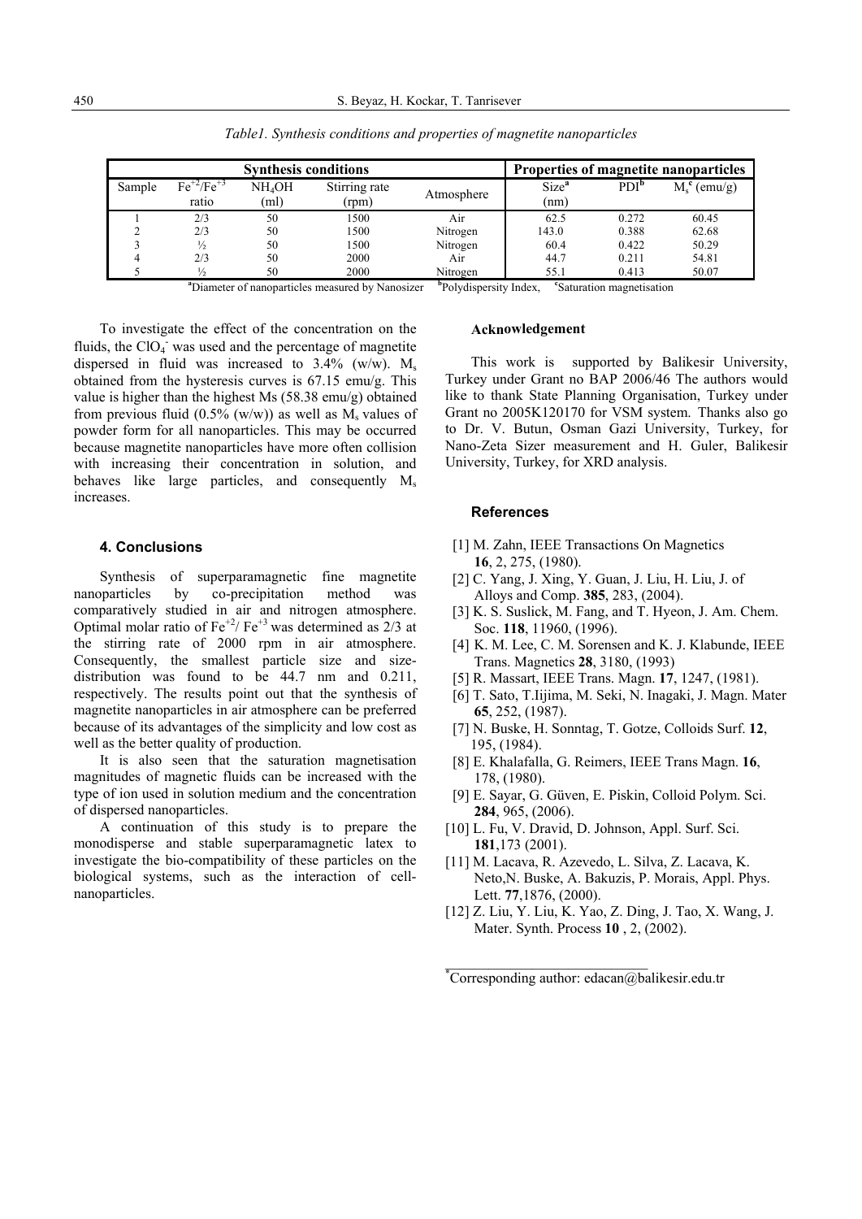*Table1. Synthesis conditions and properties of magnetite nanoparticles*

| Synthesis conditions | | | | | Properties of magnetite nanoparticles | | |
|---|---|---|---|---|---|---|---|
| Sample | $Fe^{+2}/Fe^{+3}$ ratio | $NH_4OH$ (ml) | Stirring rate (rpm) | Atmosphere | Size[a] (nm) | PDI[b] | $M_s$[c] (emu/g) |
| 1 | 2/3 | 50 | 1500 | Air | 62.5 | 0.272 | 60.45 |
| 2 | 2/3 | 50 | 1500 | Nitrogen | 143.0 | 0.388 | 62.68 |
| 3 | ½ | 50 | 1500 | Nitrogen | 60.4 | 0.422 | 50.29 |
| 4 | 2/3 | 50 | 2000 | Air | 44.7 | 0.211 | 54.81 |
| 5 | ½ | 50 | 2000 | Nitrogen | 55.1 | 0.413 | 50.07 |

[a]Diameter of nanoparticles measured by Nanosizer [b]Polydispersity Index, [c]Saturation magnetisation

To investigate the effect of the concentration on the fluids, the $ClO_4^-$ was used and the percentage of magnetite dispersed in fluid was increased to 3.4% (w/w). $M_s$ obtained from the hysteresis curves is 67.15 emu/g. This value is higher than the highest Ms (58.38 emu/g) obtained from previous fluid (0.5% (w/w)) as well as $M_s$ values of powder form for all nanoparticles. This may be occurred because magnetite nanoparticles have more often collision with increasing their concentration in solution, and behaves like large particles, and consequently $M_s$ increases.

## 4. Conclusions

Synthesis of superparamagnetic fine magnetite nanoparticles by co-precipitation method was comparatively studied in air and nitrogen atmosphere. Optimal molar ratio of $Fe^{+2}/Fe^{+3}$ was determined as 2/3 at the stirring rate of 2000 rpm in air atmosphere. Consequently, the smallest particle size and size-distribution was found to be 44.7 nm and 0.211, respectively. The results point out that the synthesis of magnetite nanoparticles in air atmosphere can be preferred because of its advantages of the simplicity and low cost as well as the better quality of production.

It is also seen that the saturation magnetisation magnitudes of magnetic fluids can be increased with the type of ion used in solution medium and the concentration of dispersed nanoparticles.

A continuation of this study is to prepare the monodisperse and stable superparamagnetic latex to investigate the bio-compatibility of these particles on the biological systems, such as the interaction of cell-nanoparticles.

## Acknowledgement

This work is supported by Balikesir University, Turkey under Grant no BAP 2006/46 The authors would like to thank State Planning Organisation, Turkey under Grant no 2005K120170 for VSM system. Thanks also go to Dr. V. Butun, Osman Gazi University, Turkey, for Nano-Zeta Sizer measurement and H. Guler, Balikesir University, Turkey, for XRD analysis.

## References

[1] M. Zahn, IEEE Transactions On Magnetics **16**, 2, 275, (1980).
[2] C. Yang, J. Xing, Y. Guan, J. Liu, H. Liu, J. of Alloys and Comp. **385**, 283, (2004).
[3] K. S. Suslick, M. Fang, and T. Hyeon, J. Am. Chem. Soc. **118**, 11960, (1996).
[4] K. M. Lee, C. M. Sorensen and K. J. Klabunde, IEEE Trans. Magnetics **28**, 3180, (1993)
[5] R. Massart, IEEE Trans. Magn. **17**, 1247, (1981).
[6] T. Sato, T.Iijima, M. Seki, N. Inagaki, J. Magn. Mater **65**, 252, (1987).
[7] N. Buske, H. Sonntag, T. Gotze, Colloids Surf. **12**, 195, (1984).
[8] E. Khalafalla, G. Reimers, IEEE Trans Magn. **16**, 178, (1980).
[9] E. Sayar, G. Güven, E. Piskin, Colloid Polym. Sci. **284**, 965, (2006).
[10] L. Fu, V. Dravid, D. Johnson, Appl. Surf. Sci. **181**,173 (2001).
[11] M. Lacava, R. Azevedo, L. Silva, Z. Lacava, K. Neto,N. Buske, A. Bakuzis, P. Morais, Appl. Phys. Lett. **77**,1876, (2000).
[12] Z. Liu, Y. Liu, K. Yao, Z. Ding, J. Tao, X. Wang, J. Mater. Synth. Process **10** , 2, (2002).

*Corresponding author: edacan@balikesir.edu.tr